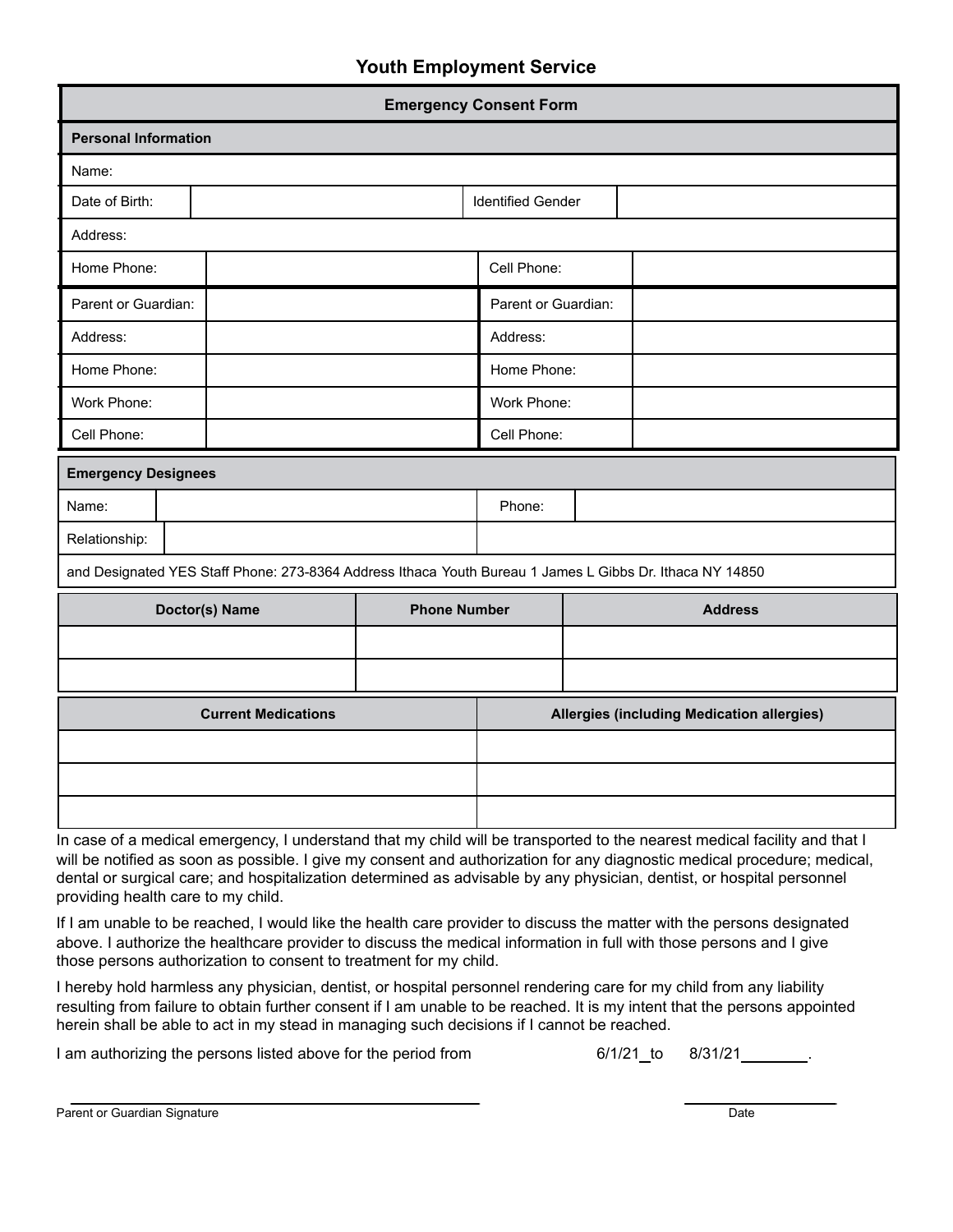# Youth Employment Service

## Emergency Consent Form

### Personal Information

| | | | |
|---|---|---|---|
| Name: | | | |
| Date of Birth: | | Identified Gender | |
| Address: | | | |
| Home Phone: | | Cell Phone: | |

| | | | |
|---|---|---|---|
| Parent or Guardian: | | Parent or Guardian: | |
| Address: | | Address: | |
| Home Phone: | | Home Phone: | |
| Work Phone: | | Work Phone: | |
| Cell Phone: | | Cell Phone: | |

### Emergency Designees

| | | | |
|---|---|---|---|
| Name: | | Phone: | |
| Relationship: | | | |

and Designated YES Staff Phone: 273-8364 Address Ithaca Youth Bureau 1 James L Gibbs Dr. Ithaca NY 14850

| Doctor(s) Name | Phone Number | Address |
|---|---|---|
| | | |
| | | |

| Current Medications | Allergies (including Medication allergies) |
|---|---|
| | |
| | |
| | |

In case of a medical emergency, I understand that my child will be transported to the nearest medical facility and that I will be notified as soon as possible. I give my consent and authorization for any diagnostic medical procedure; medical, dental or surgical care; and hospitalization determined as advisable by any physician, dentist, or hospital personnel providing health care to my child.

If I am unable to be reached, I would like the health care provider to discuss the matter with the persons designated above. I authorize the healthcare provider to discuss the medical information in full with those persons and I give those persons authorization to consent to treatment for my child.

I hereby hold harmless any physician, dentist, or hospital personnel rendering care for my child from any liability resulting from failure to obtain further consent if I am unable to be reached. It is my intent that the persons appointed herein shall be able to act in my stead in managing such decisions if I cannot be reached.

I am authorizing the persons listed above for the period from 6/1/21 to 8/31/21________.

______________________________________ ____________________

Parent or Guardian Signature Date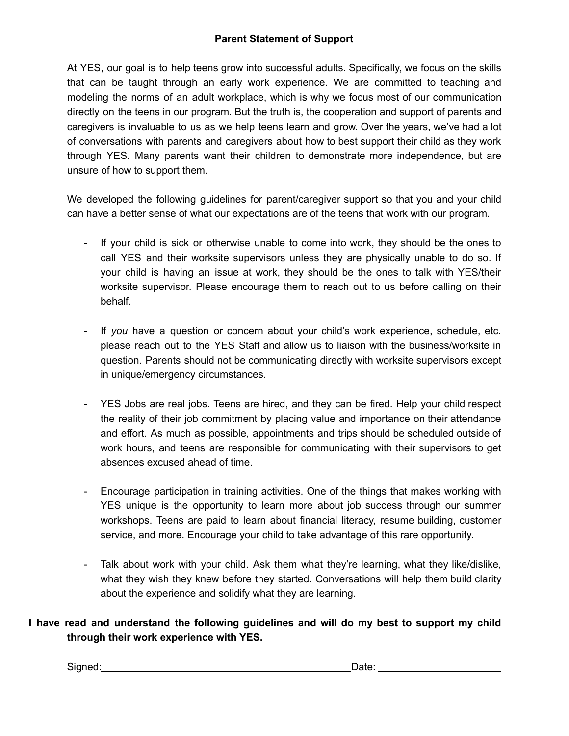## Parent Statement of Support

At YES, our goal is to help teens grow into successful adults. Specifically, we focus on the skills that can be taught through an early work experience. We are committed to teaching and modeling the norms of an adult workplace, which is why we focus most of our communication directly on the teens in our program. But the truth is, the cooperation and support of parents and caregivers is invaluable to us as we help teens learn and grow. Over the years, we've had a lot of conversations with parents and caregivers about how to best support their child as they work through YES. Many parents want their children to demonstrate more independence, but are unsure of how to support them.

We developed the following guidelines for parent/caregiver support so that you and your child can have a better sense of what our expectations are of the teens that work with our program.

- If your child is sick or otherwise unable to come into work, they should be the ones to call YES and their worksite supervisors unless they are physically unable to do so. If your child is having an issue at work, they should be the ones to talk with YES/their worksite supervisor. Please encourage them to reach out to us before calling on their behalf.

- If *you* have a question or concern about your child's work experience, schedule, etc. please reach out to the YES Staff and allow us to liaison with the business/worksite in question. Parents should not be communicating directly with worksite supervisors except in unique/emergency circumstances.

- YES Jobs are real jobs. Teens are hired, and they can be fired. Help your child respect the reality of their job commitment by placing value and importance on their attendance and effort. As much as possible, appointments and trips should be scheduled outside of work hours, and teens are responsible for communicating with their supervisors to get absences excused ahead of time.

- Encourage participation in training activities. One of the things that makes working with YES unique is the opportunity to learn more about job success through our summer workshops. Teens are paid to learn about financial literacy, resume building, customer service, and more. Encourage your child to take advantage of this rare opportunity.

- Talk about work with your child. Ask them what they're learning, what they like/dislike, what they wish they knew before they started. Conversations will help them build clarity about the experience and solidify what they are learning.

**I have read and understand the following guidelines and will do my best to support my child through their work experience with YES.**

Signed:\_\_\_\_\_\_\_\_\_\_\_\_\_\_\_\_\_\_\_\_\_\_\_\_\_\_\_\_\_\_\_\_\_\_\_\_\_\_\_\_ Date: \_\_\_\_\_\_\_\_\_\_\_\_\_\_\_\_\_\_\_\_